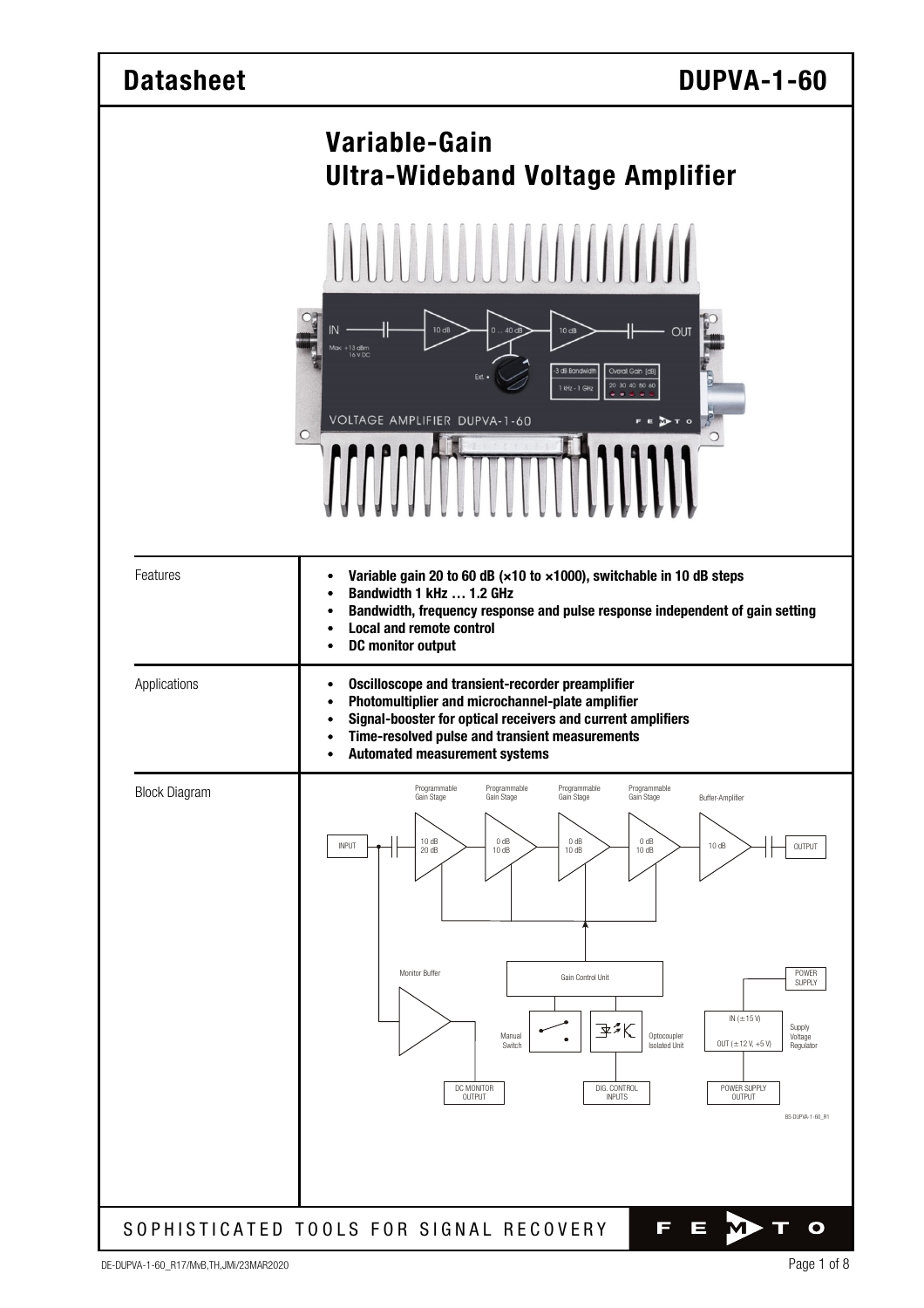# Datasheet DUPVA-1-60

## Variable-Gain Ultra-Wideband Voltage Amplifier

| | |
|---|---|
| Features | • **Variable gain 20 to 60 dB (×10 to ×1000), switchable in 10 dB steps**<br>• **Bandwidth 1 kHz … 1.2 GHz**<br>• **Bandwidth, frequency response and pulse response independent of gain setting**<br>• **Local and remote control**<br>• **DC monitor output** |
| Applications | • **Oscilloscope and transient-recorder preamplifier**<br>• **Photomultiplier and microchannel-plate amplifier**<br>• **Signal-booster for optical receivers and current amplifiers**<br>• **Time-resolved pulse and transient measurements**<br>• **Automated measurement systems** |
| Block Diagram | |

SOPHISTICATED TOOLS FOR SIGNAL RECOVERY

DE-DUPVA-1-60_R17/MvB,TH,JMi/23MAR2020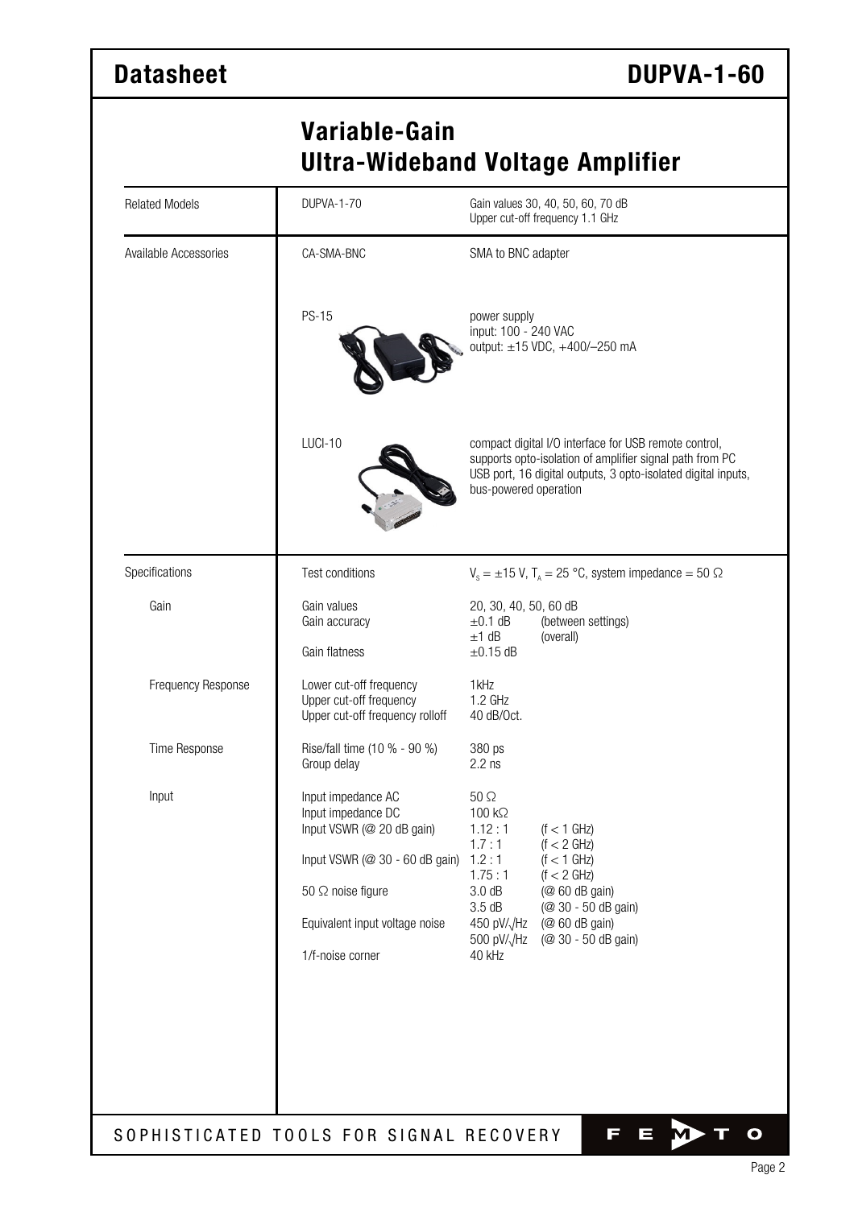## Variable-Gain Ultra-Wideband Voltage Amplifier

| | | |
|---|---|---|
| Related Models | DUPVA-1-70 | Gain values 30, 40, 50, 60, 70 dB<br>Upper cut-off frequency 1.1 GHz |
| Available Accessories | CA-SMA-BNC | SMA to BNC adapter |
| | PS-15 | power supply<br>input: 100 - 240 VAC<br>output: ±15 VDC, +400/–250 mA |
| | LUCI-10 | compact digital I/O interface for USB remote control, supports opto-isolation of amplifier signal path from PC USB port, 16 digital outputs, 3 opto-isolated digital inputs, bus-powered operation |

| | | | |
|---|---|---|---|
| Specifications | Test conditions | $V_S = \pm 15$ V, $T_A = 25$ °C, system impedance = 50 Ω | |
| Gain | Gain values | 20, 30, 40, 50, 60 dB | |
| | Gain accuracy | ±0.1 dB | (between settings) |
| | | ±1 dB | (overall) |
| | Gain flatness | ±0.15 dB | |
| Frequency Response | Lower cut-off frequency | 1kHz | |
| | Upper cut-off frequency | 1.2 GHz | |
| | Upper cut-off frequency rolloff | 40 dB/Oct. | |
| Time Response | Rise/fall time (10 % - 90 %) | 380 ps | |
| | Group delay | 2.2 ns | |
| Input | Input impedance AC | 50 Ω | |
| | Input impedance DC | 100 kΩ | |
| | Input VSWR (@ 20 dB gain) | 1.12 : 1 | (f < 1 GHz) |
| | | 1.7 : 1 | (f < 2 GHz) |
| | Input VSWR (@ 30 - 60 dB gain) | 1.2 : 1 | (f < 1 GHz) |
| | | 1.75 : 1 | (f < 2 GHz) |
| | 50 Ω noise figure | 3.0 dB | (@ 60 dB gain) |
| | | 3.5 dB | (@ 30 - 50 dB gain) |
| | Equivalent input voltage noise | 450 pV/√Hz | (@ 60 dB gain) |
| | | 500 pV/√Hz | (@ 30 - 50 dB gain) |
| | 1/f-noise corner | 40 kHz | |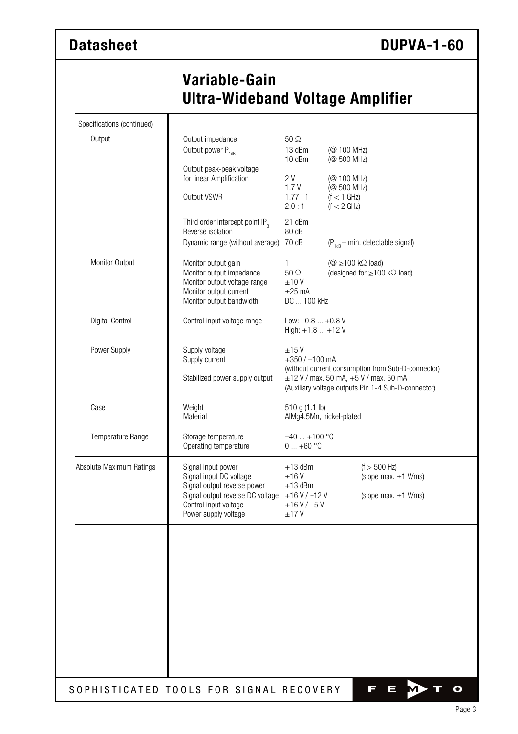# Variable-Gain Ultra-Wideband Voltage Amplifier

| Specifications (continued) | | | |
|---|---|---|---|
| Output | Output impedance | 50 Ω | |
| | Output power $P_{1dB}$ | 13 dBm | (@ 100 MHz) |
| | | 10 dBm | (@ 500 MHz) |
| | Output peak-peak voltage for linear Amplification | 2 V | (@ 100 MHz) |
| | | 1.7 V | (@ 500 MHz) |
| | Output VSWR | 1.77 : 1 | (f < 1 GHz) |
| | | 2.0 : 1 | (f < 2 GHz) |
| | Third order intercept point $IP_3$ | 21 dBm | |
| | Reverse isolation | 80 dB | |
| | Dynamic range (without average) | 70 dB | ($P_{1dB}$ – min. detectable signal) |
| Monitor Output | Monitor output gain | 1 | (@ ≥100 kΩ load) |
| | Monitor output impedance | 50 Ω | (designed for ≥100 kΩ load) |
| | Monitor output voltage range | ±10 V | |
| | Monitor output current | ±25 mA | |
| | Monitor output bandwidth | DC ... 100 kHz | |
| Digital Control | Control input voltage range | Low: –0.8 ... +0.8 V<br>High: +1.8 ... +12 V | |
| Power Supply | Supply voltage | ±15 V | |
| | Supply current | +350 / –100 mA<br>(without current consumption from Sub-D-connector) | |
| | Stabilized power supply output | ±12 V / max. 50 mA, +5 V / max. 50 mA<br>(Auxiliary voltage outputs Pin 1-4 Sub-D-connector) | |
| Case | Weight | 510 g (1.1 lb) | |
| | Material | AlMg4.5Mn, nickel-plated | |
| Temperature Range | Storage temperature | –40 ... +100 °C | |
| | Operating temperature | 0 ... +60 °C | |

| Absolute Maximum Ratings | | | |
|---|---|---|---|
| | Signal input power | +13 dBm | (f > 500 Hz) |
| | Signal input DC voltage | ±16 V | (slope max. ±1 V/ms) |
| | Signal output reverse power | +13 dBm | |
| | Signal output reverse DC voltage | +16 V / –12 V | (slope max. ±1 V/ms) |
| | Control input voltage | +16 V / –5 V | |
| | Power supply voltage | ±17 V | |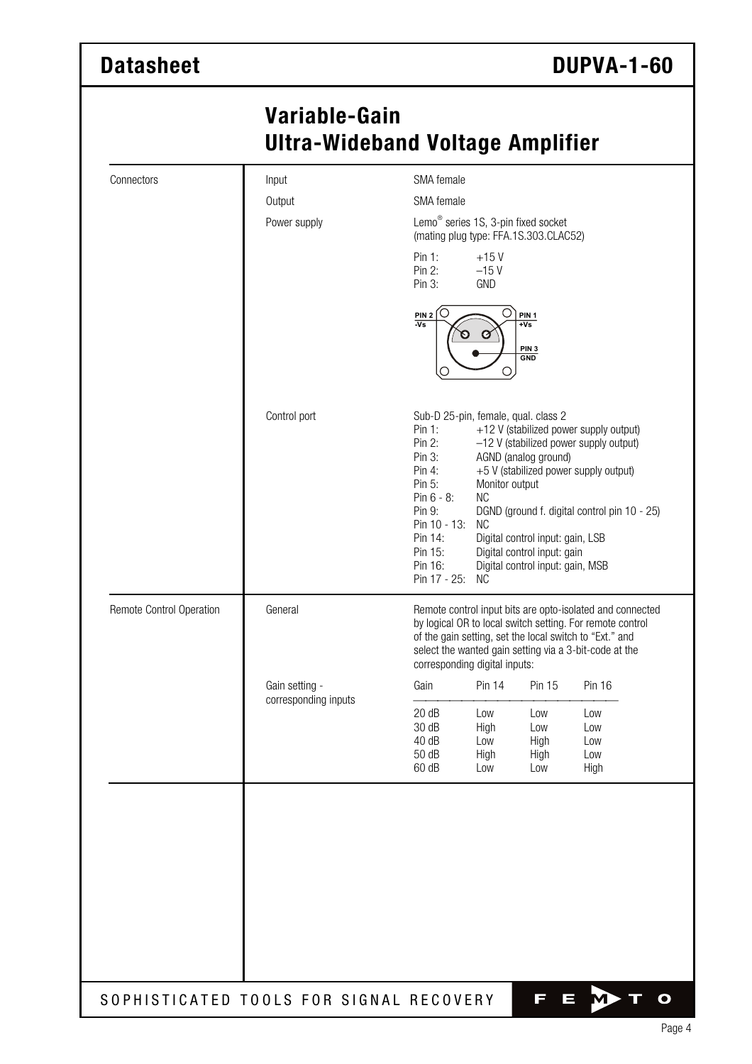## Variable-Gain Ultra-Wideband Voltage Amplifier

| | | |
|---|---|---|
| Connectors | Input | SMA female |
| | Output | SMA female |
| | Power supply | Lemo® series 1S, 3-pin fixed socket (mating plug type: FFA.1S.303.CLAC52)<br>Pin 1: +15 V<br>Pin 2: –15 V<br>Pin 3: GND<br>PIN 2 -Vs, PIN 1 +Vs, PIN 3 GND |
| | Control port | Sub-D 25-pin, female, qual. class 2<br>Pin 1: +12 V (stabilized power supply output)<br>Pin 2: –12 V (stabilized power supply output)<br>Pin 3: AGND (analog ground)<br>Pin 4: +5 V (stabilized power supply output)<br>Pin 5: Monitor output<br>Pin 6 - 8: NC<br>Pin 9: DGND (ground f. digital control pin 10 - 25)<br>Pin 10 - 13: NC<br>Pin 14: Digital control input: gain, LSB<br>Pin 15: Digital control input: gain<br>Pin 16: Digital control input: gain, MSB<br>Pin 17 - 25: NC |
| Remote Control Operation | General | Remote control input bits are opto-isolated and connected by logical OR to local switch setting. For remote control of the gain setting, set the local switch to "Ext." and select the wanted gain setting via a 3-bit-code at the corresponding digital inputs: |
| | Gain setting - corresponding inputs | see table below |

| Gain | Pin 14 | Pin 15 | Pin 16 |
|---|---|---|---|
| 20 dB | Low | Low | Low |
| 30 dB | High | Low | Low |
| 40 dB | Low | High | Low |
| 50 dB | High | High | Low |
| 60 dB | Low | Low | High |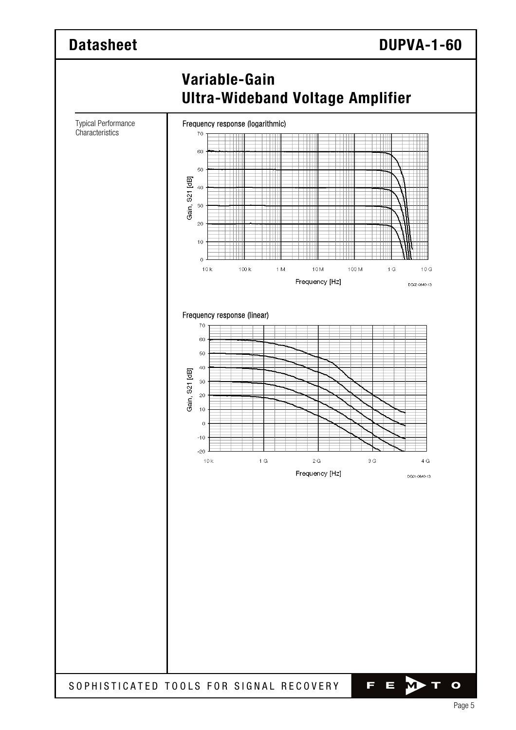# Variable-Gain Ultra-Wideband Voltage Amplifier

Typical Performance Characteristics

Frequency response (logarithmic)

Gain, S21 [dB]

70
60
50
40
30
20
10
0

10 k 100 k 1 M 10 M 100 M 1 G 10 G

Frequency [Hz]

DG02-0840-13

Frequency response (linear)

Gain, S21 [dB]

70
60
50
40
30
20
10
0
-10
-20

10 k 1 G 2 G 3 G 4 G

Frequency [Hz]

DG01-0840-13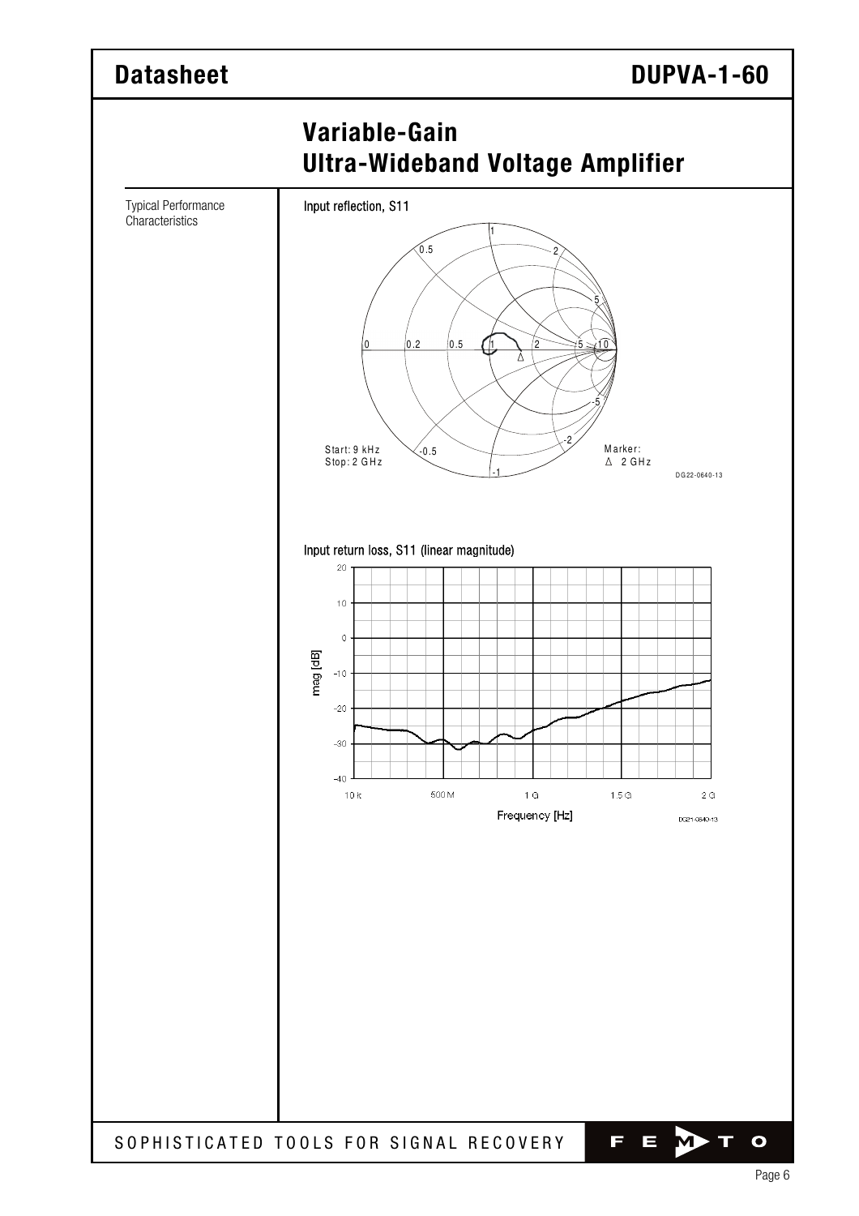# Variable-Gain Ultra-Wideband Voltage Amplifier

Typical Performance Characteristics

### Input reflection, S11

Start: 9 kHz
Stop: 2 GHz

Marker:
Δ 2 GHz

DG22-0640-13

### Input return loss, S11 (linear magnitude)

mag [dB]

Frequency [Hz]

DG21-0640-13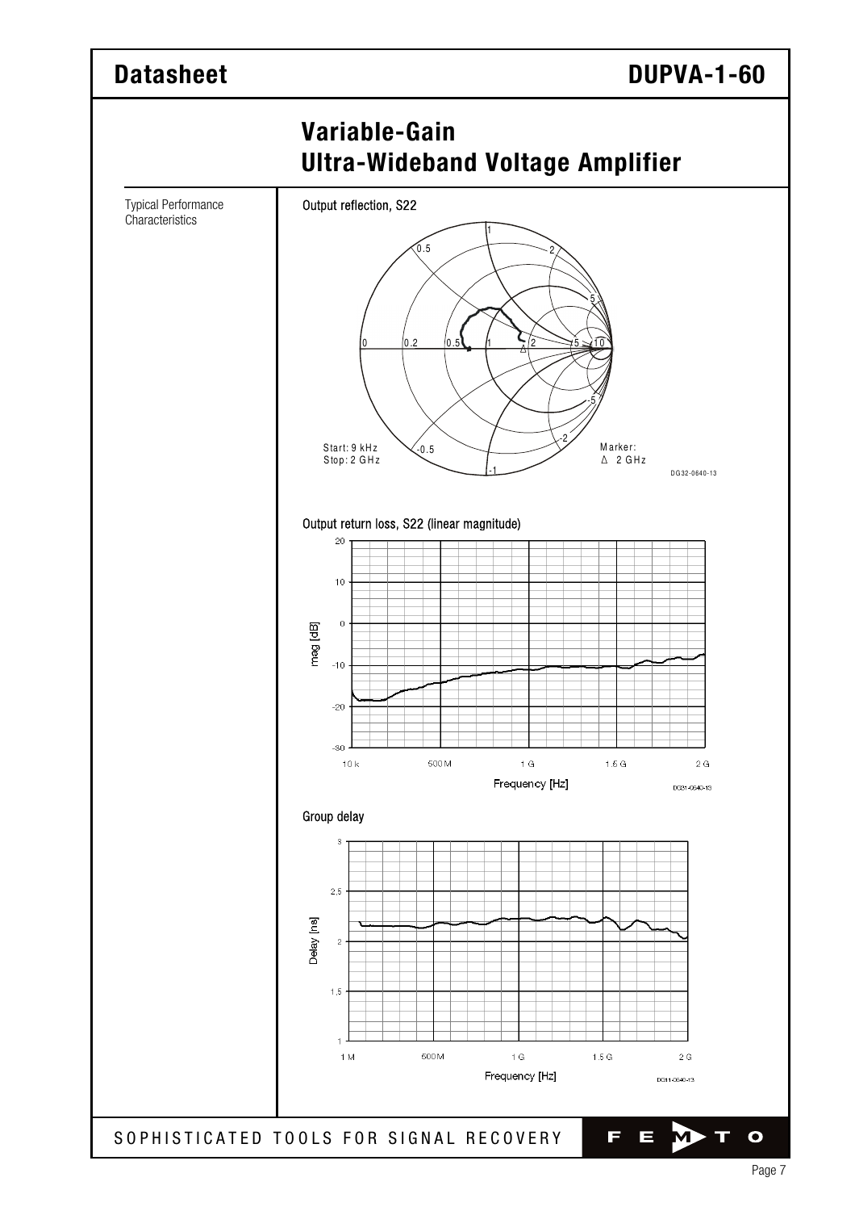## Variable-Gain Ultra-Wideband Voltage Amplifier

Typical Performance Characteristics

**Output reflection, S22**

Start: 9 kHz
Stop: 2 GHz

Marker:
Δ 2 GHz

DG32-0640-13

**Output return loss, S22 (linear magnitude)**

mag [dB]

Frequency [Hz]

DG31-0640-13

**Group delay**

Delay [ns]

Frequency [Hz]

DG11-0640-13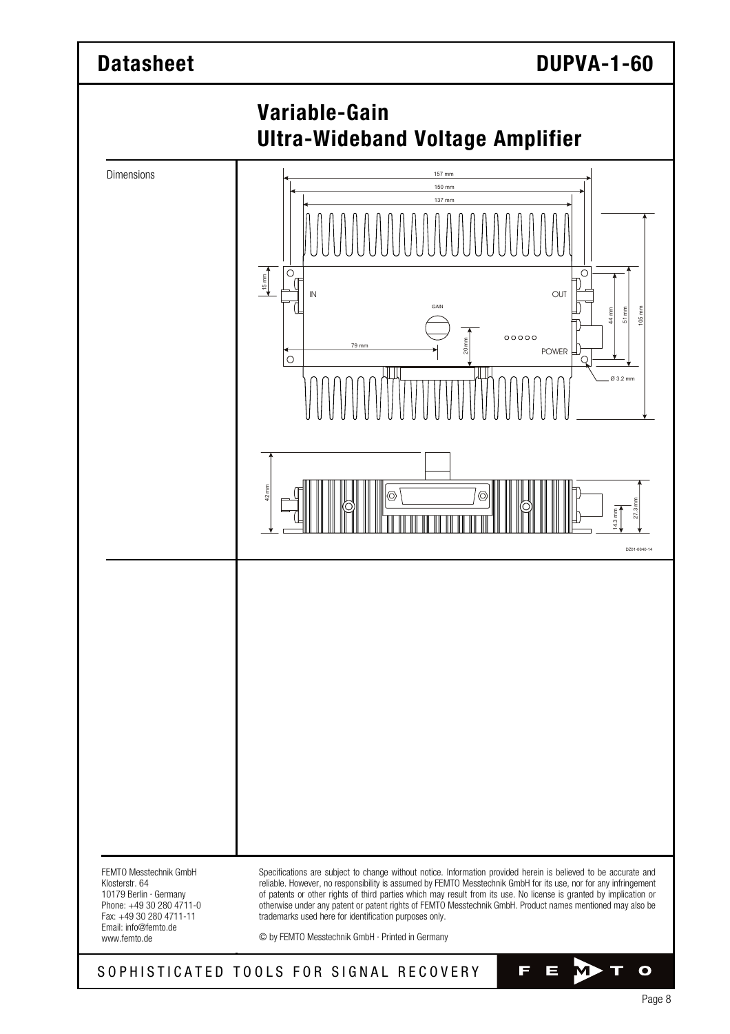# Variable-Gain Ultra-Wideband Voltage Amplifier

Dimensions

157 mm
150 mm
137 mm
15 mm
IN
OUT
GAIN
44 mm
51 mm
105 mm
79 mm
20 mm
POWER
Ø 3.2 mm
42 mm
14.3 mm
27.3 mm
DZ01-0640-14

FEMTO Messtechnik GmbH
Klosterstr. 64
10179 Berlin · Germany
Phone: +49 30 280 4711-0
Fax: +49 30 280 4711-11
Email: info@femto.de
www.femto.de

Specifications are subject to change without notice. Information provided herein is believed to be accurate and reliable. However, no responsibility is assumed by FEMTO Messtechnik GmbH for its use, nor for any infringement of patents or other rights of third parties which may result from its use. No license is granted by implication or otherwise under any patent or patent rights of FEMTO Messtechnik GmbH. Product names mentioned may also be trademarks used here for identification purposes only.

© by FEMTO Messtechnik GmbH · Printed in Germany

SOPHISTICATED TOOLS FOR SIGNAL RECOVERY